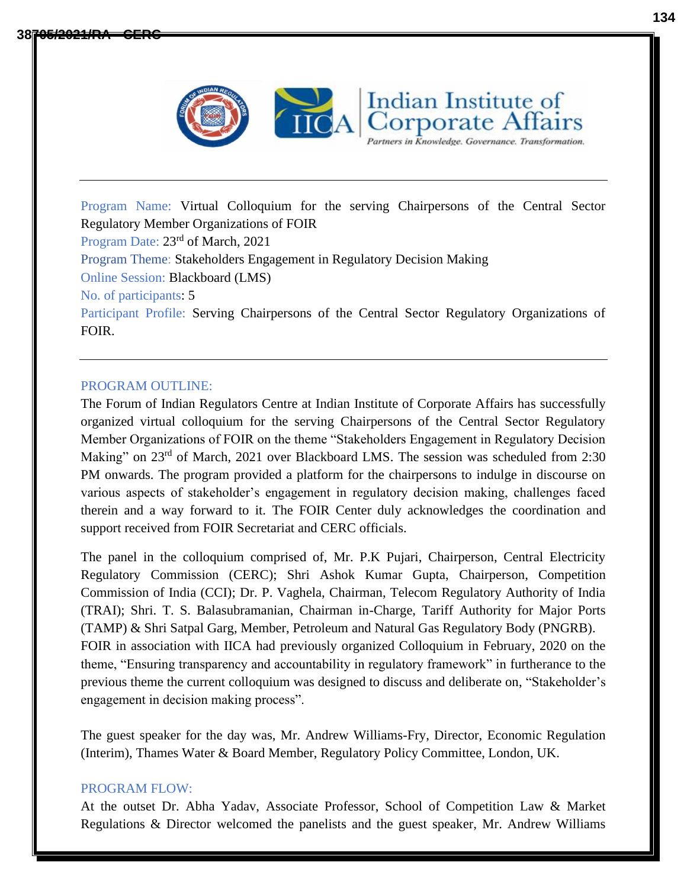Program Name: Virtual Colloquium for the serving Chairpersons of the Central Sector Regulatory Member Organizations of FOIR

Program Date: 23rd of March, 2021

Program Theme: Stakeholders Engagement in Regulatory Decision Making

Online Session: Blackboard (LMS)

No. of participants: 5

Participant Profile: Serving Chairpersons of the Central Sector Regulatory Organizations of FOIR.

---

## PROGRAM OUTLINE:

The Forum of Indian Regulators Centre at Indian Institute of Corporate Affairs has successfully organized virtual colloquium for the serving Chairpersons of the Central Sector Regulatory Member Organizations of FOIR on the theme "Stakeholders Engagement in Regulatory Decision Making" on 23rd of March, 2021 over Blackboard LMS. The session was scheduled from 2:30 PM onwards. The program provided a platform for the chairpersons to indulge in discourse on various aspects of stakeholder's engagement in regulatory decision making, challenges faced therein and a way forward to it. The FOIR Center duly acknowledges the coordination and support received from FOIR Secretariat and CERC officials.

The panel in the colloquium comprised of, Mr. P.K Pujari, Chairperson, Central Electricity Regulatory Commission (CERC); Shri Ashok Kumar Gupta, Chairperson, Competition Commission of India (CCI); Dr. P. Vaghela, Chairman, Telecom Regulatory Authority of India (TRAI); Shri. T. S. Balasubramanian, Chairman in-Charge, Tariff Authority for Major Ports (TAMP) & Shri Satpal Garg, Member, Petroleum and Natural Gas Regulatory Body (PNGRB). FOIR in association with IICA had previously organized Colloquium in February, 2020 on the theme, "Ensuring transparency and accountability in regulatory framework" in furtherance to the previous theme the current colloquium was designed to discuss and deliberate on, "Stakeholder's engagement in decision making process".

The guest speaker for the day was, Mr. Andrew Williams-Fry, Director, Economic Regulation (Interim), Thames Water & Board Member, Regulatory Policy Committee, London, UK.

## PROGRAM FLOW:

At the outset Dr. Abha Yadav, Associate Professor, School of Competition Law & Market Regulations & Director welcomed the panelists and the guest speaker, Mr. Andrew Williams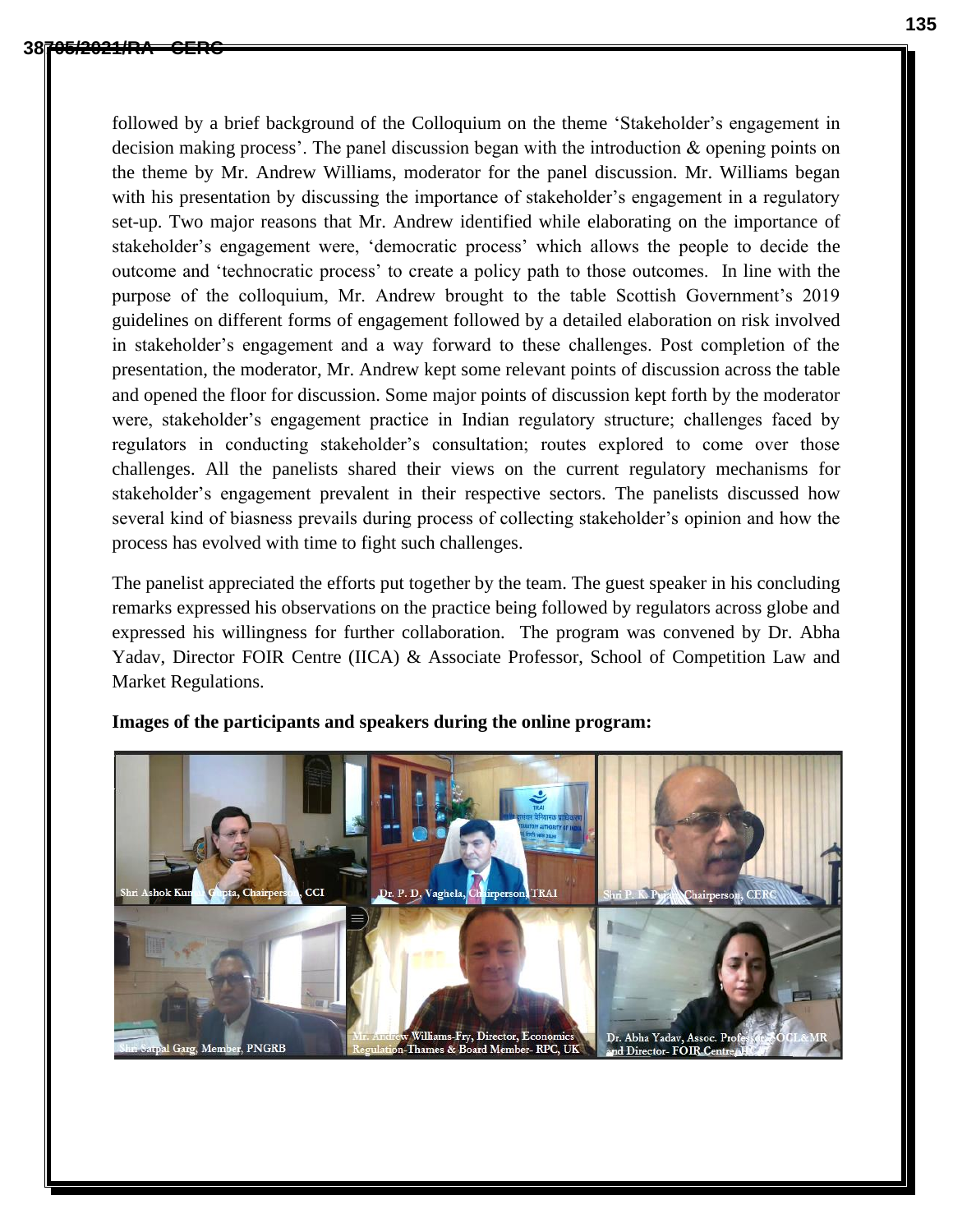followed by a brief background of the Colloquium on the theme 'Stakeholder's engagement in decision making process'. The panel discussion began with the introduction & opening points on the theme by Mr. Andrew Williams, moderator for the panel discussion. Mr. Williams began with his presentation by discussing the importance of stakeholder's engagement in a regulatory set-up. Two major reasons that Mr. Andrew identified while elaborating on the importance of stakeholder's engagement were, 'democratic process' which allows the people to decide the outcome and 'technocratic process' to create a policy path to those outcomes. In line with the purpose of the colloquium, Mr. Andrew brought to the table Scottish Government's 2019 guidelines on different forms of engagement followed by a detailed elaboration on risk involved in stakeholder's engagement and a way forward to these challenges. Post completion of the presentation, the moderator, Mr. Andrew kept some relevant points of discussion across the table and opened the floor for discussion. Some major points of discussion kept forth by the moderator were, stakeholder's engagement practice in Indian regulatory structure; challenges faced by regulators in conducting stakeholder's consultation; routes explored to come over those challenges. All the panelists shared their views on the current regulatory mechanisms for stakeholder's engagement prevalent in their respective sectors. The panelists discussed how several kind of biasness prevails during process of collecting stakeholder's opinion and how the process has evolved with time to fight such challenges.

The panelist appreciated the efforts put together by the team. The guest speaker in his concluding remarks expressed his observations on the practice being followed by regulators across globe and expressed his willingness for further collaboration. The program was convened by Dr. Abha Yadav, Director FOIR Centre (IICA) & Associate Professor, School of Competition Law and Market Regulations.

**Images of the participants and speakers during the online program:**

Shri Ashok Kumar Gupta, Chairperson, CCI

Dr. P. D. Vaghela, Chairperson, TRAI

Shri P. K. Pujari, Chairperson, CERC

Shri Satpal Garg, Member, PNGRB

Mr. Andrew Williams-Fry, Director, Economics Regulation-Thames & Board Member- RPC, UK

Dr. Abha Yadav, Assoc. Professor, SOCL&MR and Director- FOIR Centre, IICA